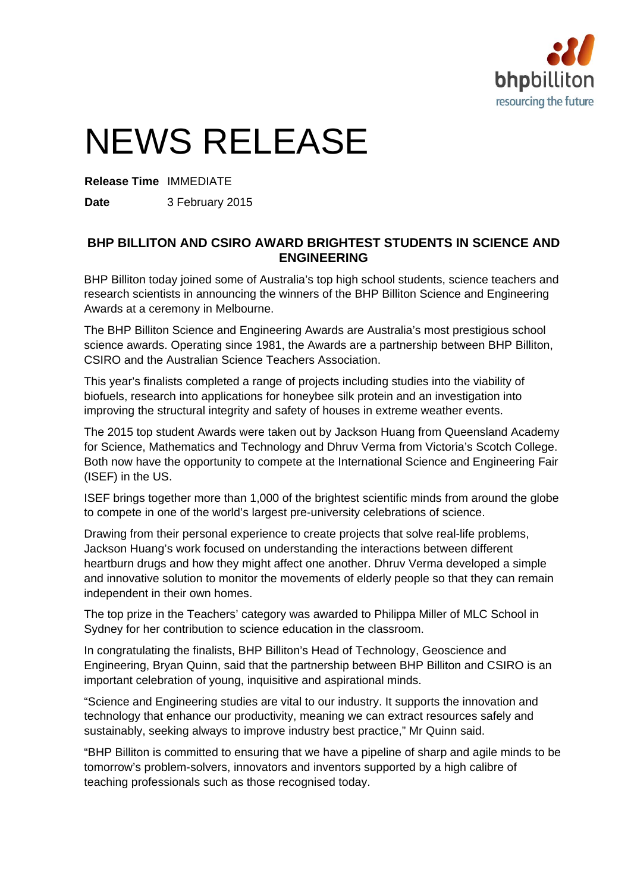# NEWS RELEASE

**Release Time** IMMEDIATE

**Date** 3 February 2015

## BHP BILLITON AND CSIRO AWARD BRIGHTEST STUDENTS IN SCIENCE AND ENGINEERING

BHP Billiton today joined some of Australia's top high school students, science teachers and research scientists in announcing the winners of the BHP Billiton Science and Engineering Awards at a ceremony in Melbourne.

The BHP Billiton Science and Engineering Awards are Australia's most prestigious school science awards. Operating since 1981, the Awards are a partnership between BHP Billiton, CSIRO and the Australian Science Teachers Association.

This year's finalists completed a range of projects including studies into the viability of biofuels, research into applications for honeybee silk protein and an investigation into improving the structural integrity and safety of houses in extreme weather events.

The 2015 top student Awards were taken out by Jackson Huang from Queensland Academy for Science, Mathematics and Technology and Dhruv Verma from Victoria's Scotch College. Both now have the opportunity to compete at the International Science and Engineering Fair (ISEF) in the US.

ISEF brings together more than 1,000 of the brightest scientific minds from around the globe to compete in one of the world's largest pre-university celebrations of science.

Drawing from their personal experience to create projects that solve real-life problems, Jackson Huang's work focused on understanding the interactions between different heartburn drugs and how they might affect one another. Dhruv Verma developed a simple and innovative solution to monitor the movements of elderly people so that they can remain independent in their own homes.

The top prize in the Teachers' category was awarded to Philippa Miller of MLC School in Sydney for her contribution to science education in the classroom.

In congratulating the finalists, BHP Billiton's Head of Technology, Geoscience and Engineering, Bryan Quinn, said that the partnership between BHP Billiton and CSIRO is an important celebration of young, inquisitive and aspirational minds.

"Science and Engineering studies are vital to our industry. It supports the innovation and technology that enhance our productivity, meaning we can extract resources safely and sustainably, seeking always to improve industry best practice," Mr Quinn said.

"BHP Billiton is committed to ensuring that we have a pipeline of sharp and agile minds to be tomorrow's problem-solvers, innovators and inventors supported by a high calibre of teaching professionals such as those recognised today.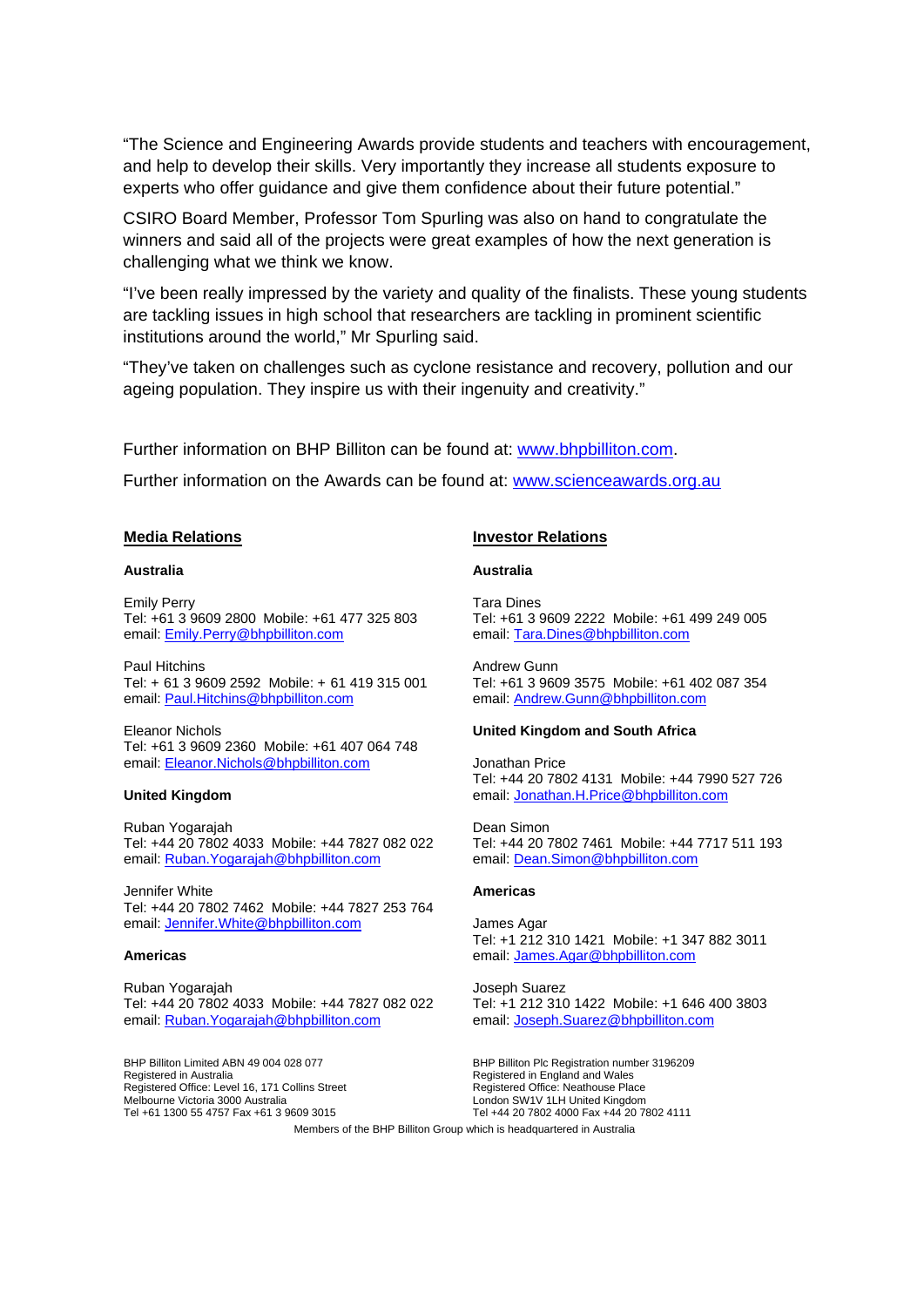"The Science and Engineering Awards provide students and teachers with encouragement, and help to develop their skills. Very importantly they increase all students exposure to experts who offer guidance and give them confidence about their future potential."

CSIRO Board Member, Professor Tom Spurling was also on hand to congratulate the winners and said all of the projects were great examples of how the next generation is challenging what we think we know.

"I've been really impressed by the variety and quality of the finalists. These young students are tackling issues in high school that researchers are tackling in prominent scientific institutions around the world," Mr Spurling said.

"They've taken on challenges such as cyclone resistance and recovery, pollution and our ageing population. They inspire us with their ingenuity and creativity."

Further information on BHP Billiton can be found at: www.bhpbilliton.com.

Further information on the Awards can be found at: www.scienceawards.org.au

## Media Relations

**Australia**

Emily Perry
Tel: +61 3 9609 2800  Mobile: +61 477 325 803
email: Emily.Perry@bhpbilliton.com

Paul Hitchins
Tel: + 61 3 9609 2592  Mobile: + 61 419 315 001
email: Paul.Hitchins@bhpbilliton.com

Eleanor Nichols
Tel: +61 3 9609 2360  Mobile: +61 407 064 748
email: Eleanor.Nichols@bhpbilliton.com

**United Kingdom**

Ruban Yogarajah
Tel: +44 20 7802 4033  Mobile: +44 7827 082 022
email: Ruban.Yogarajah@bhpbilliton.com

Jennifer White
Tel: +44 20 7802 7462  Mobile: +44 7827 253 764
email: Jennifer.White@bhpbilliton.com

**Americas**

Ruban Yogarajah
Tel: +44 20 7802 4033  Mobile: +44 7827 082 022
email: Ruban.Yogarajah@bhpbilliton.com

## Investor Relations

**Australia**

Tara Dines
Tel: +61 3 9609 2222  Mobile: +61 499 249 005
email: Tara.Dines@bhpbilliton.com

Andrew Gunn
Tel: +61 3 9609 3575  Mobile: +61 402 087 354
email: Andrew.Gunn@bhpbilliton.com

**United Kingdom and South Africa**

Jonathan Price
Tel: +44 20 7802 4131  Mobile: +44 7990 527 726
email: Jonathan.H.Price@bhpbilliton.com

Dean Simon
Tel: +44 20 7802 7461  Mobile: +44 7717 511 193
email: Dean.Simon@bhpbilliton.com

**Americas**

James Agar
Tel: +1 212 310 1421  Mobile: +1 347 882 3011
email: James.Agar@bhpbilliton.com

Joseph Suarez
Tel: +1 212 310 1422  Mobile: +1 646 400 3803
email: Joseph.Suarez@bhpbilliton.com

BHP Billiton Limited ABN 49 004 028 077
Registered in Australia
Registered Office: Level 16, 171 Collins Street
Melbourne Victoria 3000 Australia
Tel +61 1300 55 4757 Fax +61 3 9609 3015

BHP Billiton Plc Registration number 3196209
Registered in England and Wales
Registered Office: Neathouse Place
London SW1V 1LH United Kingdom
Tel +44 20 7802 4000 Fax +44 20 7802 4111

Members of the BHP Billiton Group which is headquartered in Australia